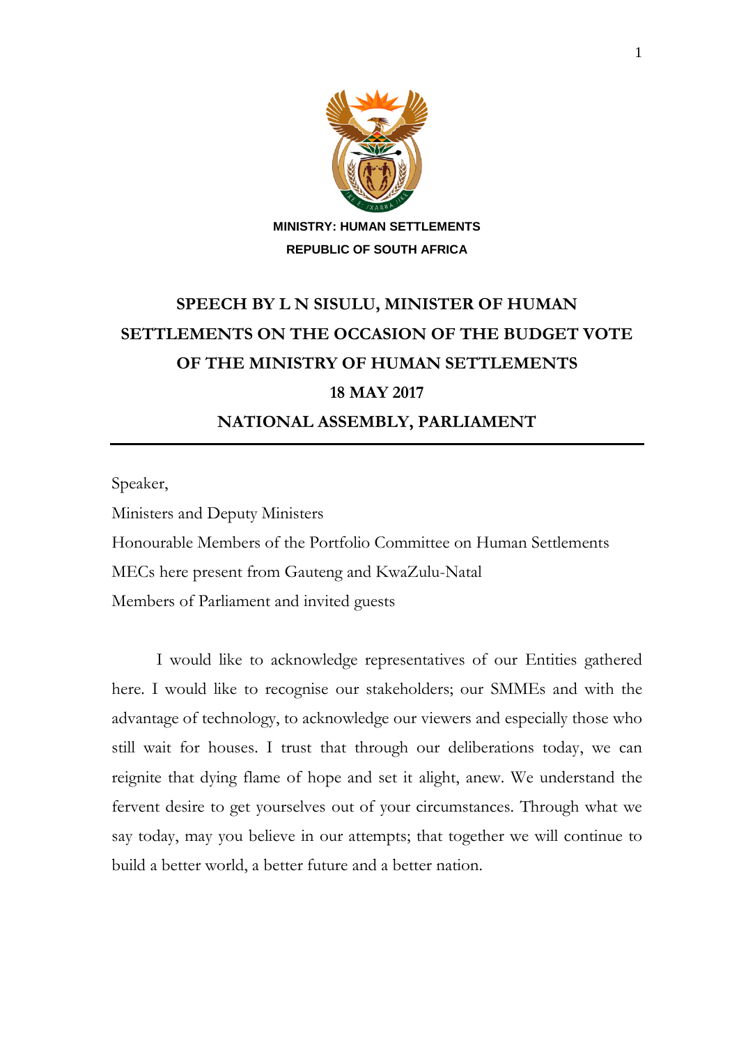**MINISTRY: HUMAN SETTLEMENTS**

**REPUBLIC OF SOUTH AFRICA**

# SPEECH BY L N SISULU, MINISTER OF HUMAN SETTLEMENTS ON THE OCCASION OF THE BUDGET VOTE OF THE MINISTRY OF HUMAN SETTLEMENTS

## 18 MAY 2017

## NATIONAL ASSEMBLY, PARLIAMENT

---

Speaker,

Ministers and Deputy Ministers

Honourable Members of the Portfolio Committee on Human Settlements

MECs here present from Gauteng and KwaZulu-Natal

Members of Parliament and invited guests

I would like to acknowledge representatives of our Entities gathered here. I would like to recognise our stakeholders; our SMMEs and with the advantage of technology, to acknowledge our viewers and especially those who still wait for houses. I trust that through our deliberations today, we can reignite that dying flame of hope and set it alight, anew. We understand the fervent desire to get yourselves out of your circumstances. Through what we say today, may you believe in our attempts; that together we will continue to build a better world, a better future and a better nation.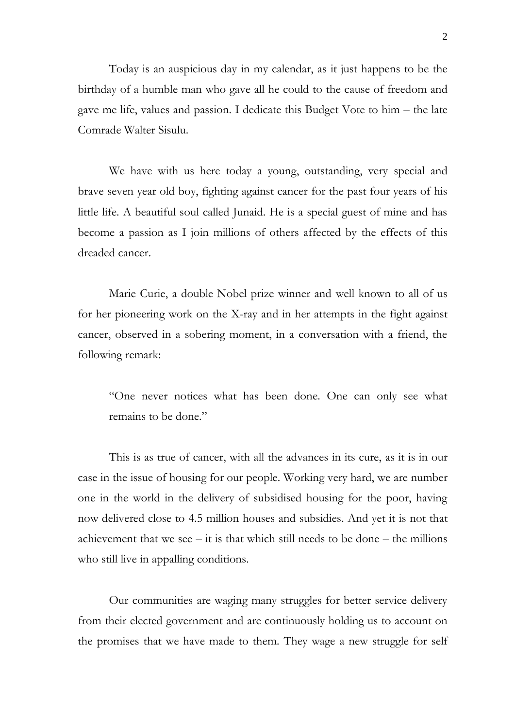Today is an auspicious day in my calendar, as it just happens to be the birthday of a humble man who gave all he could to the cause of freedom and gave me life, values and passion. I dedicate this Budget Vote to him – the late Comrade Walter Sisulu.

We have with us here today a young, outstanding, very special and brave seven year old boy, fighting against cancer for the past four years of his little life. A beautiful soul called Junaid. He is a special guest of mine and has become a passion as I join millions of others affected by the effects of this dreaded cancer.

Marie Curie, a double Nobel prize winner and well known to all of us for her pioneering work on the X-ray and in her attempts in the fight against cancer, observed in a sobering moment, in a conversation with a friend, the following remark:

> "One never notices what has been done. One can only see what remains to be done."

This is as true of cancer, with all the advances in its cure, as it is in our case in the issue of housing for our people. Working very hard, we are number one in the world in the delivery of subsidised housing for the poor, having now delivered close to 4.5 million houses and subsidies. And yet it is not that achievement that we see – it is that which still needs to be done – the millions who still live in appalling conditions.

Our communities are waging many struggles for better service delivery from their elected government and are continuously holding us to account on the promises that we have made to them. They wage a new struggle for self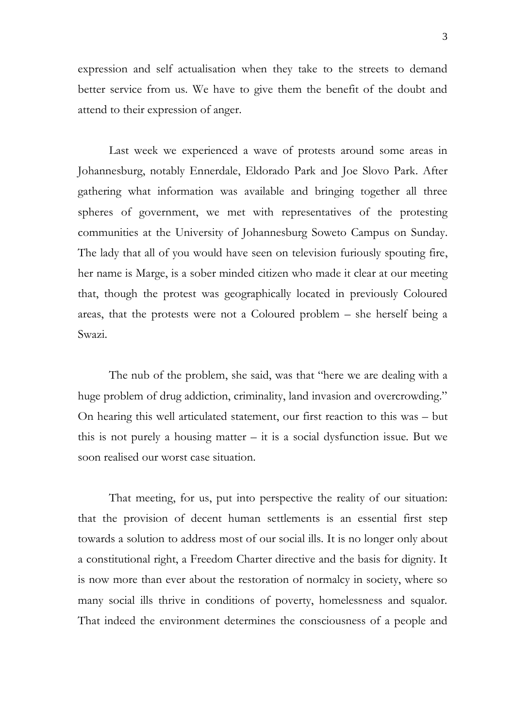expression and self actualisation when they take to the streets to demand better service from us. We have to give them the benefit of the doubt and attend to their expression of anger.

Last week we experienced a wave of protests around some areas in Johannesburg, notably Ennerdale, Eldorado Park and Joe Slovo Park. After gathering what information was available and bringing together all three spheres of government, we met with representatives of the protesting communities at the University of Johannesburg Soweto Campus on Sunday. The lady that all of you would have seen on television furiously spouting fire, her name is Marge, is a sober minded citizen who made it clear at our meeting that, though the protest was geographically located in previously Coloured areas, that the protests were not a Coloured problem – she herself being a Swazi.

The nub of the problem, she said, was that "here we are dealing with a huge problem of drug addiction, criminality, land invasion and overcrowding." On hearing this well articulated statement, our first reaction to this was – but this is not purely a housing matter – it is a social dysfunction issue. But we soon realised our worst case situation.

That meeting, for us, put into perspective the reality of our situation: that the provision of decent human settlements is an essential first step towards a solution to address most of our social ills. It is no longer only about a constitutional right, a Freedom Charter directive and the basis for dignity. It is now more than ever about the restoration of normalcy in society, where so many social ills thrive in conditions of poverty, homelessness and squalor. That indeed the environment determines the consciousness of a people and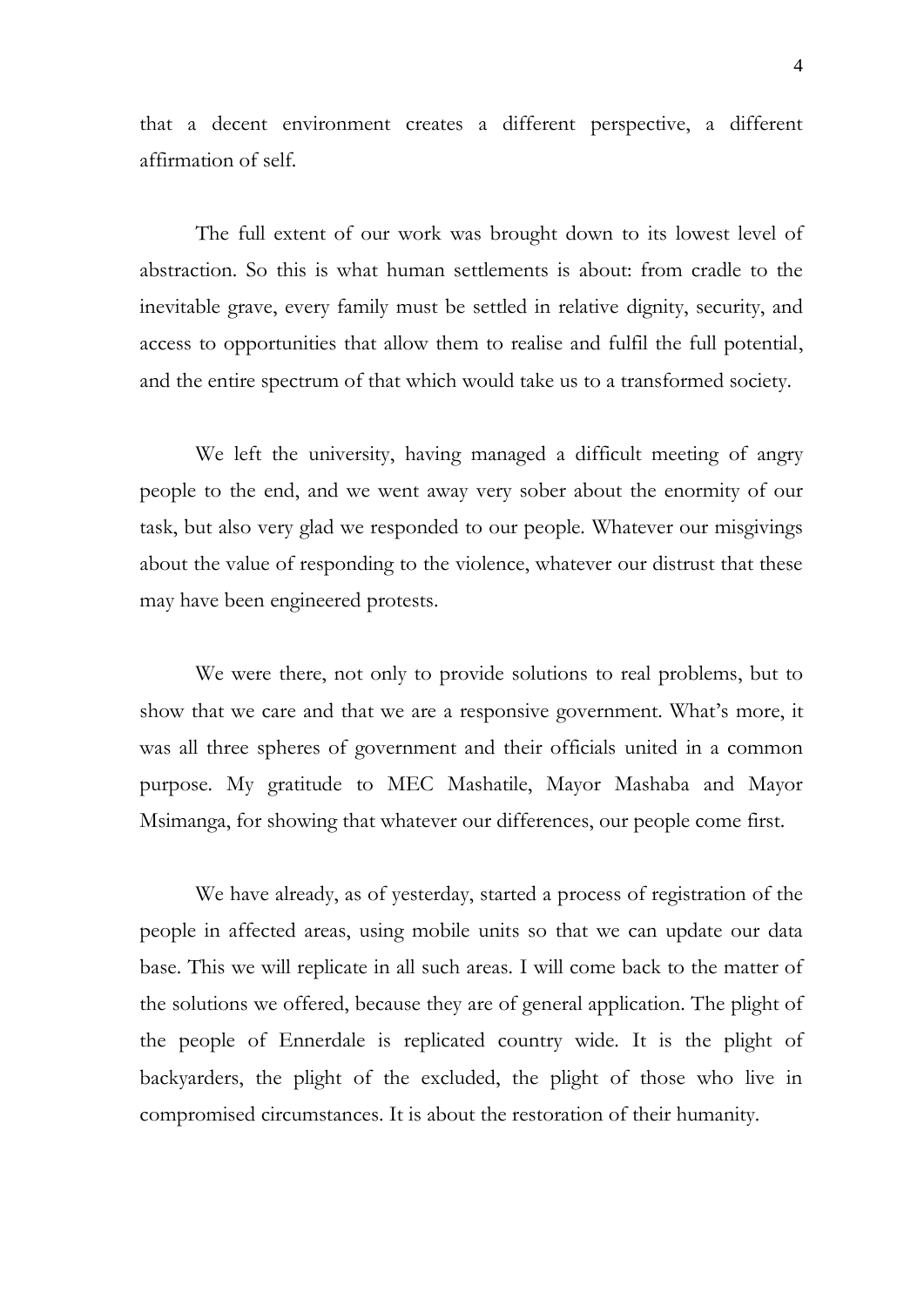that a decent environment creates a different perspective, a different affirmation of self.

The full extent of our work was brought down to its lowest level of abstraction. So this is what human settlements is about: from cradle to the inevitable grave, every family must be settled in relative dignity, security, and access to opportunities that allow them to realise and fulfil the full potential, and the entire spectrum of that which would take us to a transformed society.

We left the university, having managed a difficult meeting of angry people to the end, and we went away very sober about the enormity of our task, but also very glad we responded to our people. Whatever our misgivings about the value of responding to the violence, whatever our distrust that these may have been engineered protests.

We were there, not only to provide solutions to real problems, but to show that we care and that we are a responsive government. What's more, it was all three spheres of government and their officials united in a common purpose. My gratitude to MEC Mashatile, Mayor Mashaba and Mayor Msimanga, for showing that whatever our differences, our people come first.

We have already, as of yesterday, started a process of registration of the people in affected areas, using mobile units so that we can update our data base. This we will replicate in all such areas. I will come back to the matter of the solutions we offered, because they are of general application. The plight of the people of Ennerdale is replicated country wide. It is the plight of backyarders, the plight of the excluded, the plight of those who live in compromised circumstances. It is about the restoration of their humanity.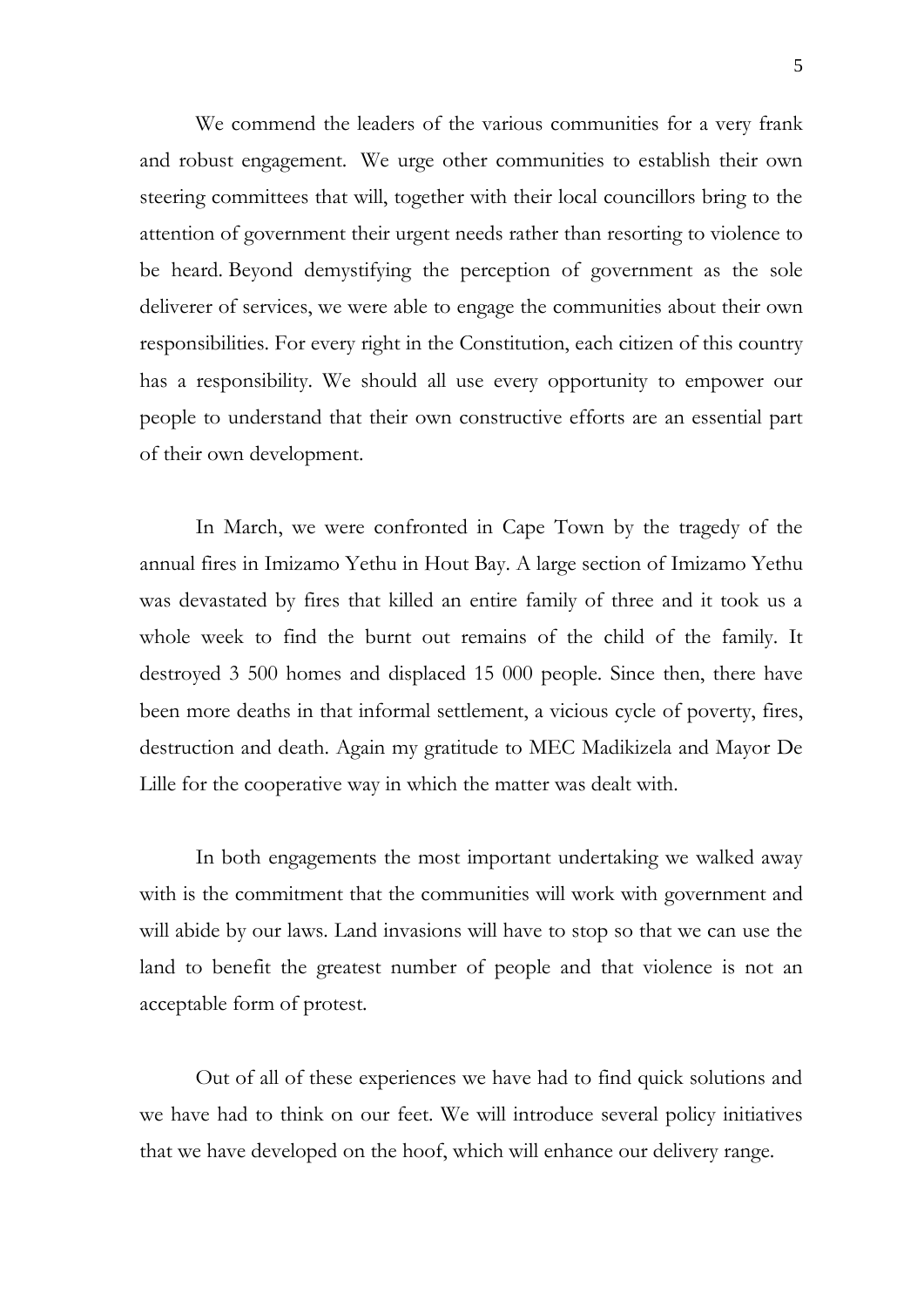We commend the leaders of the various communities for a very frank and robust engagement. We urge other communities to establish their own steering committees that will, together with their local councillors bring to the attention of government their urgent needs rather than resorting to violence to be heard. Beyond demystifying the perception of government as the sole deliverer of services, we were able to engage the communities about their own responsibilities. For every right in the Constitution, each citizen of this country has a responsibility. We should all use every opportunity to empower our people to understand that their own constructive efforts are an essential part of their own development.

In March, we were confronted in Cape Town by the tragedy of the annual fires in Imizamo Yethu in Hout Bay. A large section of Imizamo Yethu was devastated by fires that killed an entire family of three and it took us a whole week to find the burnt out remains of the child of the family. It destroyed 3 500 homes and displaced 15 000 people. Since then, there have been more deaths in that informal settlement, a vicious cycle of poverty, fires, destruction and death. Again my gratitude to MEC Madikizela and Mayor De Lille for the cooperative way in which the matter was dealt with.

In both engagements the most important undertaking we walked away with is the commitment that the communities will work with government and will abide by our laws. Land invasions will have to stop so that we can use the land to benefit the greatest number of people and that violence is not an acceptable form of protest.

Out of all of these experiences we have had to find quick solutions and we have had to think on our feet. We will introduce several policy initiatives that we have developed on the hoof, which will enhance our delivery range.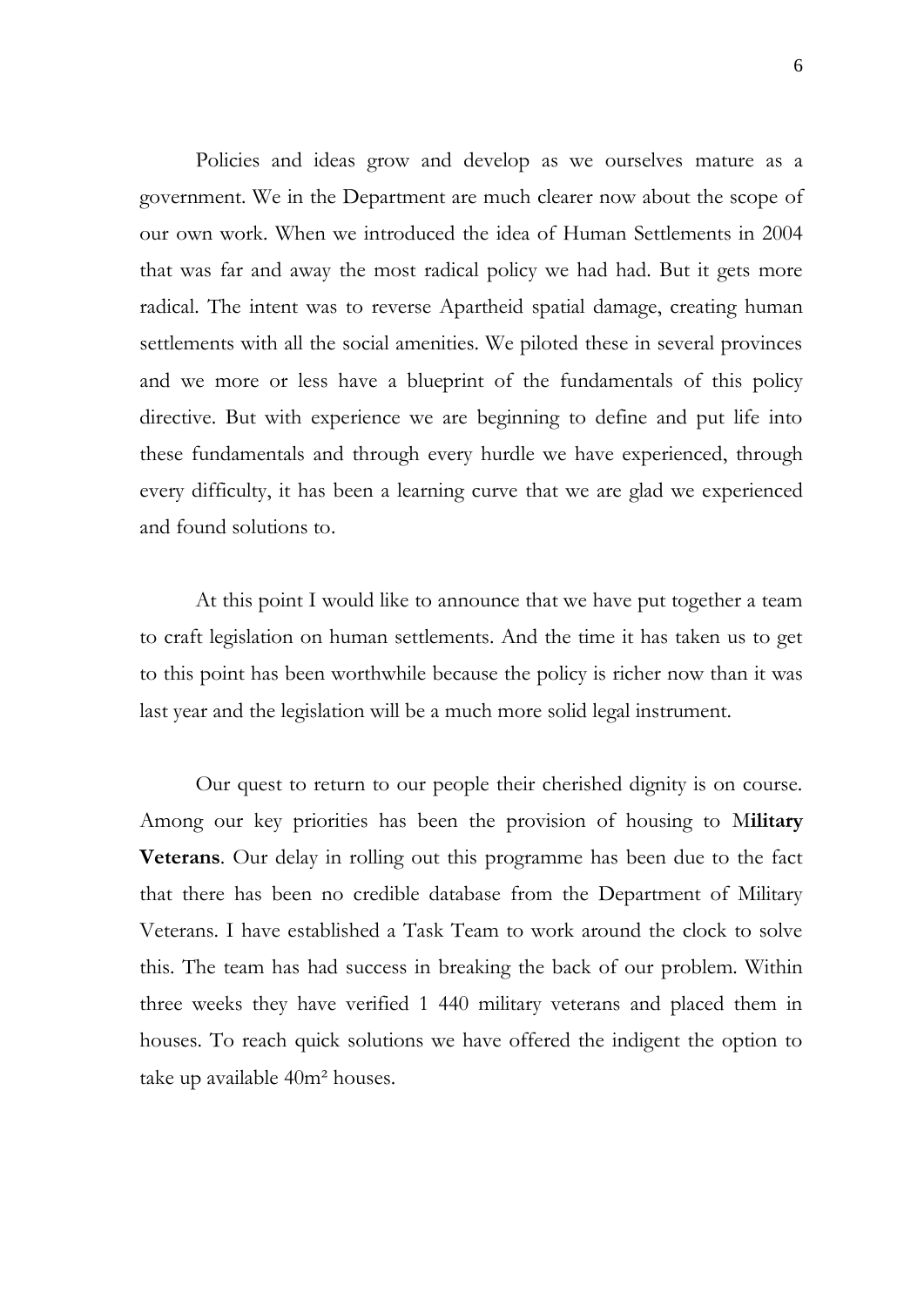Policies and ideas grow and develop as we ourselves mature as a government. We in the Department are much clearer now about the scope of our own work. When we introduced the idea of Human Settlements in 2004 that was far and away the most radical policy we had had. But it gets more radical. The intent was to reverse Apartheid spatial damage, creating human settlements with all the social amenities. We piloted these in several provinces and we more or less have a blueprint of the fundamentals of this policy directive. But with experience we are beginning to define and put life into these fundamentals and through every hurdle we have experienced, through every difficulty, it has been a learning curve that we are glad we experienced and found solutions to.

At this point I would like to announce that we have put together a team to craft legislation on human settlements. And the time it has taken us to get to this point has been worthwhile because the policy is richer now than it was last year and the legislation will be a much more solid legal instrument.

Our quest to return to our people their cherished dignity is on course. Among our key priorities has been the provision of housing to M**ilitary Veterans**. Our delay in rolling out this programme has been due to the fact that there has been no credible database from the Department of Military Veterans. I have established a Task Team to work around the clock to solve this. The team has had success in breaking the back of our problem. Within three weeks they have verified 1 440 military veterans and placed them in houses. To reach quick solutions we have offered the indigent the option to take up available $40m^2$ houses.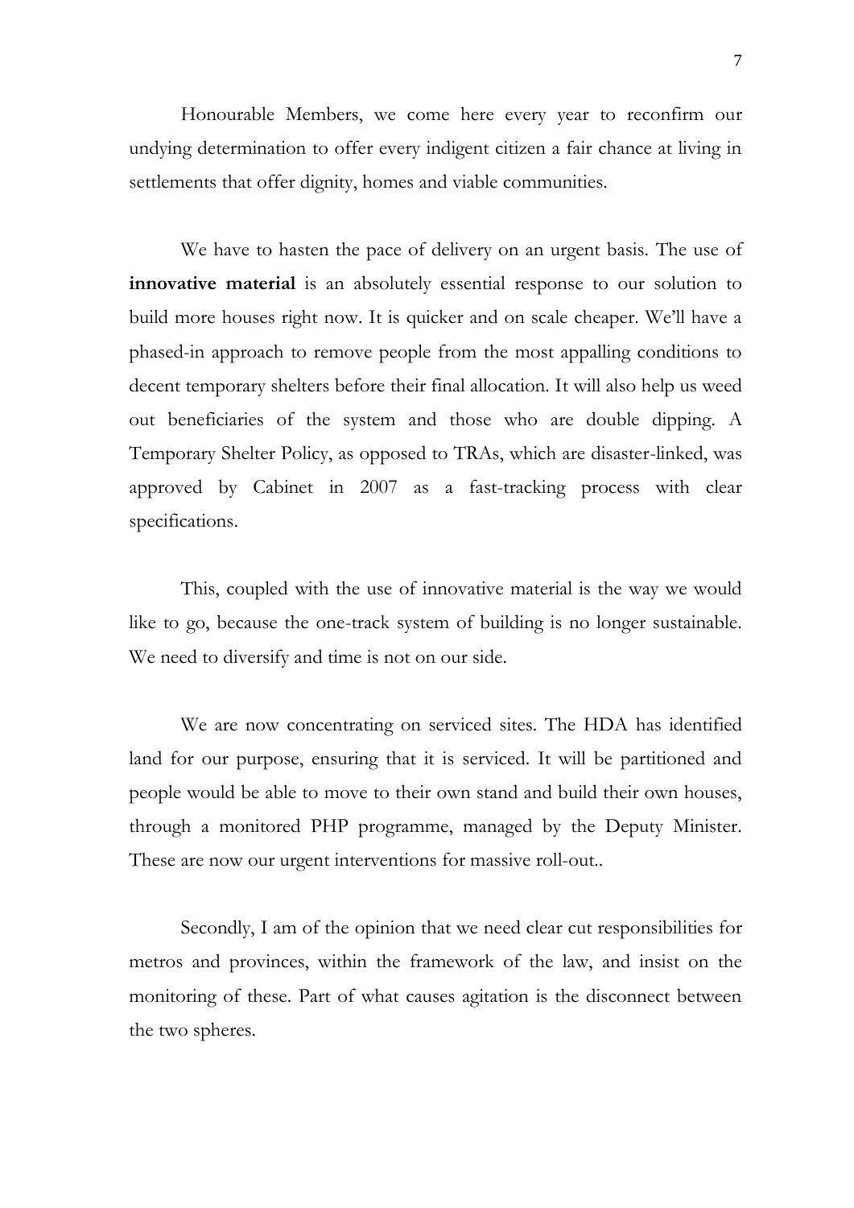Honourable Members, we come here every year to reconfirm our undying determination to offer every indigent citizen a fair chance at living in settlements that offer dignity, homes and viable communities.

We have to hasten the pace of delivery on an urgent basis. The use of **innovative material** is an absolutely essential response to our solution to build more houses right now. It is quicker and on scale cheaper. We'll have a phased-in approach to remove people from the most appalling conditions to decent temporary shelters before their final allocation. It will also help us weed out beneficiaries of the system and those who are double dipping. A Temporary Shelter Policy, as opposed to TRAs, which are disaster-linked, was approved by Cabinet in 2007 as a fast-tracking process with clear specifications.

This, coupled with the use of innovative material is the way we would like to go, because the one-track system of building is no longer sustainable. We need to diversify and time is not on our side.

We are now concentrating on serviced sites. The HDA has identified land for our purpose, ensuring that it is serviced. It will be partitioned and people would be able to move to their own stand and build their own houses, through a monitored PHP programme, managed by the Deputy Minister. These are now our urgent interventions for massive roll-out..

Secondly, I am of the opinion that we need clear cut responsibilities for metros and provinces, within the framework of the law, and insist on the monitoring of these. Part of what causes agitation is the disconnect between the two spheres.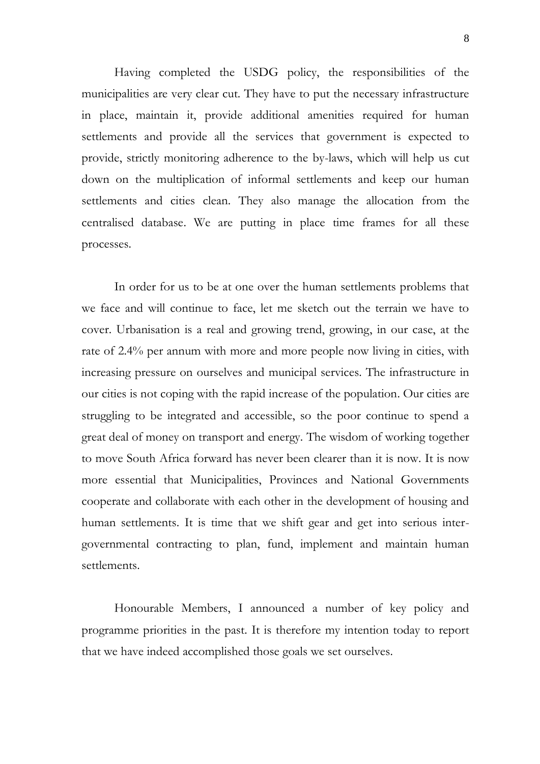Having completed the USDG policy, the responsibilities of the municipalities are very clear cut. They have to put the necessary infrastructure in place, maintain it, provide additional amenities required for human settlements and provide all the services that government is expected to provide, strictly monitoring adherence to the by-laws, which will help us cut down on the multiplication of informal settlements and keep our human settlements and cities clean. They also manage the allocation from the centralised database. We are putting in place time frames for all these processes.

In order for us to be at one over the human settlements problems that we face and will continue to face, let me sketch out the terrain we have to cover. Urbanisation is a real and growing trend, growing, in our case, at the rate of 2.4% per annum with more and more people now living in cities, with increasing pressure on ourselves and municipal services. The infrastructure in our cities is not coping with the rapid increase of the population. Our cities are struggling to be integrated and accessible, so the poor continue to spend a great deal of money on transport and energy. The wisdom of working together to move South Africa forward has never been clearer than it is now. It is now more essential that Municipalities, Provinces and National Governments cooperate and collaborate with each other in the development of housing and human settlements. It is time that we shift gear and get into serious inter-governmental contracting to plan, fund, implement and maintain human settlements.

Honourable Members, I announced a number of key policy and programme priorities in the past. It is therefore my intention today to report that we have indeed accomplished those goals we set ourselves.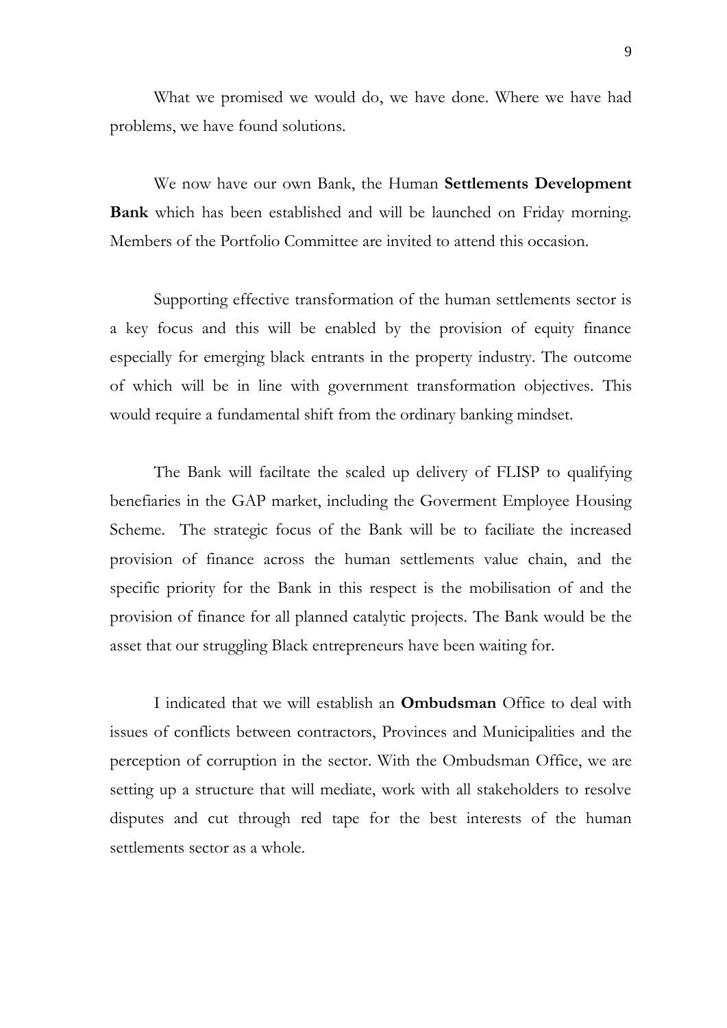What we promised we would do, we have done. Where we have had problems, we have found solutions.

We now have our own Bank, the Human **Settlements Development Bank** which has been established and will be launched on Friday morning. Members of the Portfolio Committee are invited to attend this occasion.

Supporting effective transformation of the human settlements sector is a key focus and this will be enabled by the provision of equity finance especially for emerging black entrants in the property industry. The outcome of which will be in line with government transformation objectives. This would require a fundamental shift from the ordinary banking mindset.

The Bank will faciltate the scaled up delivery of FLISP to qualifying benefiaries in the GAP market, including the Goverment Employee Housing Scheme. The strategic focus of the Bank will be to faciliate the increased provision of finance across the human settlements value chain, and the specific priority for the Bank in this respect is the mobilisation of and the provision of finance for all planned catalytic projects. The Bank would be the asset that our struggling Black entrepreneurs have been waiting for.

I indicated that we will establish an **Ombudsman** Office to deal with issues of conflicts between contractors, Provinces and Municipalities and the perception of corruption in the sector. With the Ombudsman Office, we are setting up a structure that will mediate, work with all stakeholders to resolve disputes and cut through red tape for the best interests of the human settlements sector as a whole.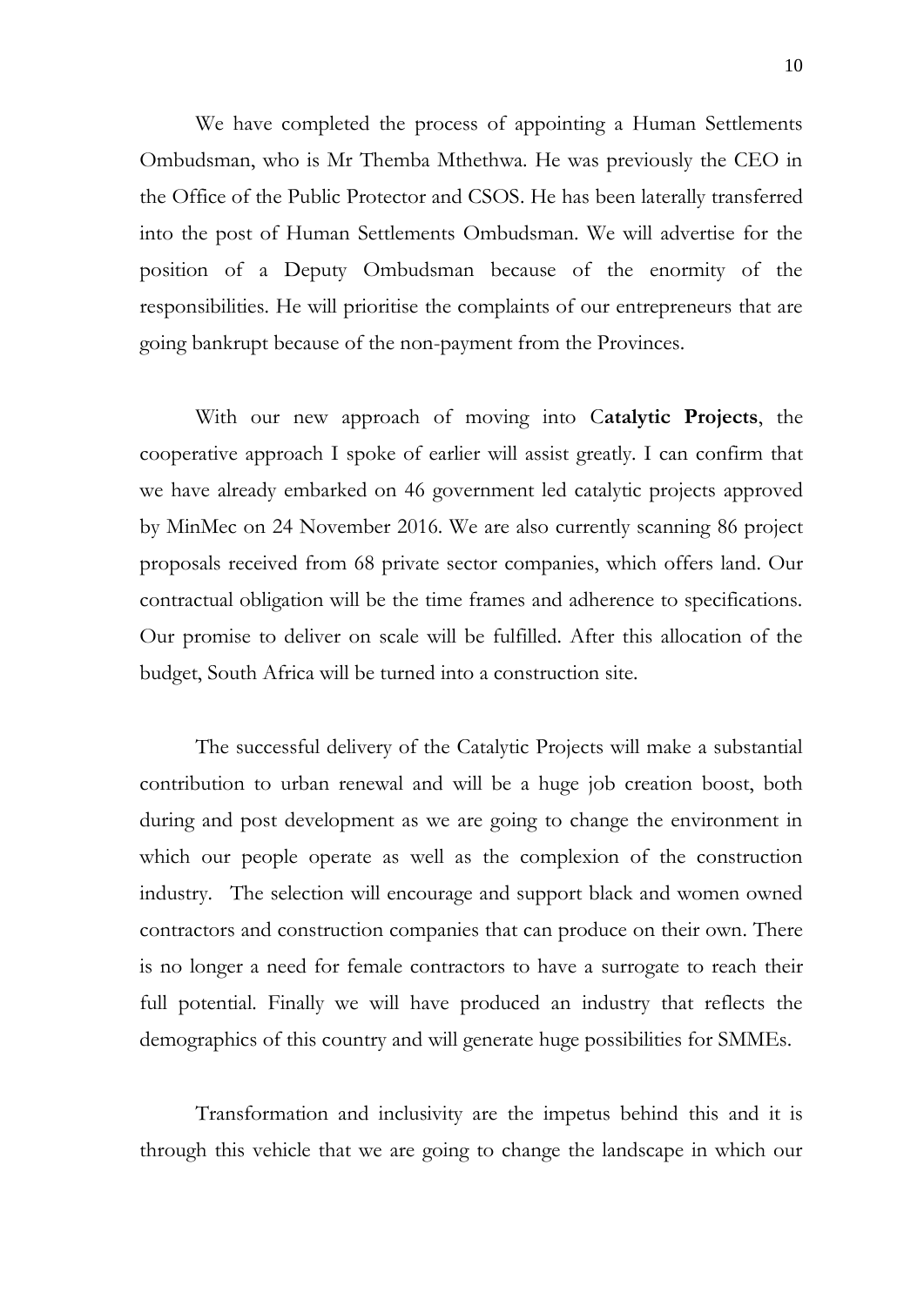We have completed the process of appointing a Human Settlements Ombudsman, who is Mr Themba Mthethwa. He was previously the CEO in the Office of the Public Protector and CSOS. He has been laterally transferred into the post of Human Settlements Ombudsman. We will advertise for the position of a Deputy Ombudsman because of the enormity of the responsibilities. He will prioritise the complaints of our entrepreneurs that are going bankrupt because of the non-payment from the Provinces.

With our new approach of moving into C**atalytic Projects**, the cooperative approach I spoke of earlier will assist greatly. I can confirm that we have already embarked on 46 government led catalytic projects approved by MinMec on 24 November 2016. We are also currently scanning 86 project proposals received from 68 private sector companies, which offers land. Our contractual obligation will be the time frames and adherence to specifications. Our promise to deliver on scale will be fulfilled. After this allocation of the budget, South Africa will be turned into a construction site.

The successful delivery of the Catalytic Projects will make a substantial contribution to urban renewal and will be a huge job creation boost, both during and post development as we are going to change the environment in which our people operate as well as the complexion of the construction industry. The selection will encourage and support black and women owned contractors and construction companies that can produce on their own. There is no longer a need for female contractors to have a surrogate to reach their full potential. Finally we will have produced an industry that reflects the demographics of this country and will generate huge possibilities for SMMEs.

Transformation and inclusivity are the impetus behind this and it is through this vehicle that we are going to change the landscape in which our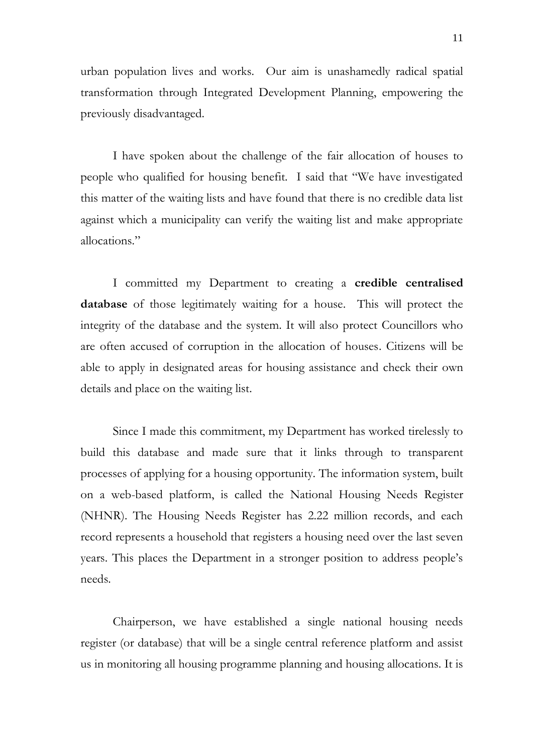urban population lives and works. Our aim is unashamedly radical spatial transformation through Integrated Development Planning, empowering the previously disadvantaged.

I have spoken about the challenge of the fair allocation of houses to people who qualified for housing benefit. I said that "We have investigated this matter of the waiting lists and have found that there is no credible data list against which a municipality can verify the waiting list and make appropriate allocations."

I committed my Department to creating a **credible centralised database** of those legitimately waiting for a house. This will protect the integrity of the database and the system. It will also protect Councillors who are often accused of corruption in the allocation of houses. Citizens will be able to apply in designated areas for housing assistance and check their own details and place on the waiting list.

Since I made this commitment, my Department has worked tirelessly to build this database and made sure that it links through to transparent processes of applying for a housing opportunity. The information system, built on a web-based platform, is called the National Housing Needs Register (NHNR). The Housing Needs Register has 2.22 million records, and each record represents a household that registers a housing need over the last seven years. This places the Department in a stronger position to address people's needs.

Chairperson, we have established a single national housing needs register (or database) that will be a single central reference platform and assist us in monitoring all housing programme planning and housing allocations. It is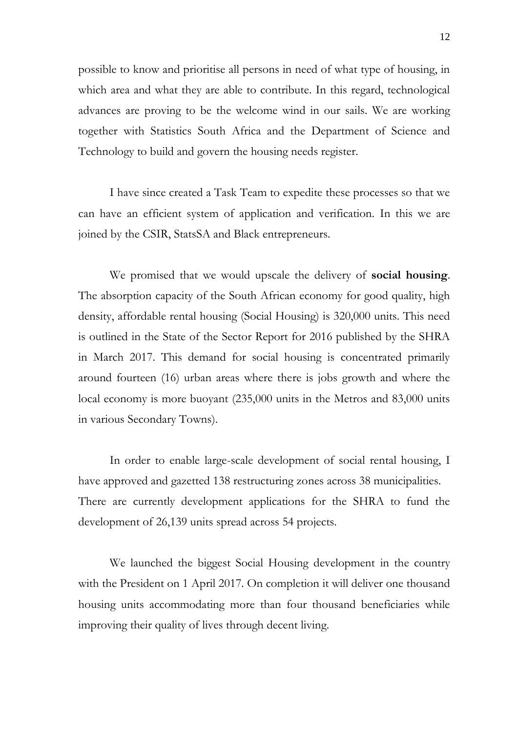possible to know and prioritise all persons in need of what type of housing, in which area and what they are able to contribute. In this regard, technological advances are proving to be the welcome wind in our sails. We are working together with Statistics South Africa and the Department of Science and Technology to build and govern the housing needs register.

I have since created a Task Team to expedite these processes so that we can have an efficient system of application and verification. In this we are joined by the CSIR, StatsSA and Black entrepreneurs.

We promised that we would upscale the delivery of **social housing**. The absorption capacity of the South African economy for good quality, high density, affordable rental housing (Social Housing) is 320,000 units. This need is outlined in the State of the Sector Report for 2016 published by the SHRA in March 2017. This demand for social housing is concentrated primarily around fourteen (16) urban areas where there is jobs growth and where the local economy is more buoyant (235,000 units in the Metros and 83,000 units in various Secondary Towns).

In order to enable large-scale development of social rental housing, I have approved and gazetted 138 restructuring zones across 38 municipalities. There are currently development applications for the SHRA to fund the development of 26,139 units spread across 54 projects.

We launched the biggest Social Housing development in the country with the President on 1 April 2017. On completion it will deliver one thousand housing units accommodating more than four thousand beneficiaries while improving their quality of lives through decent living.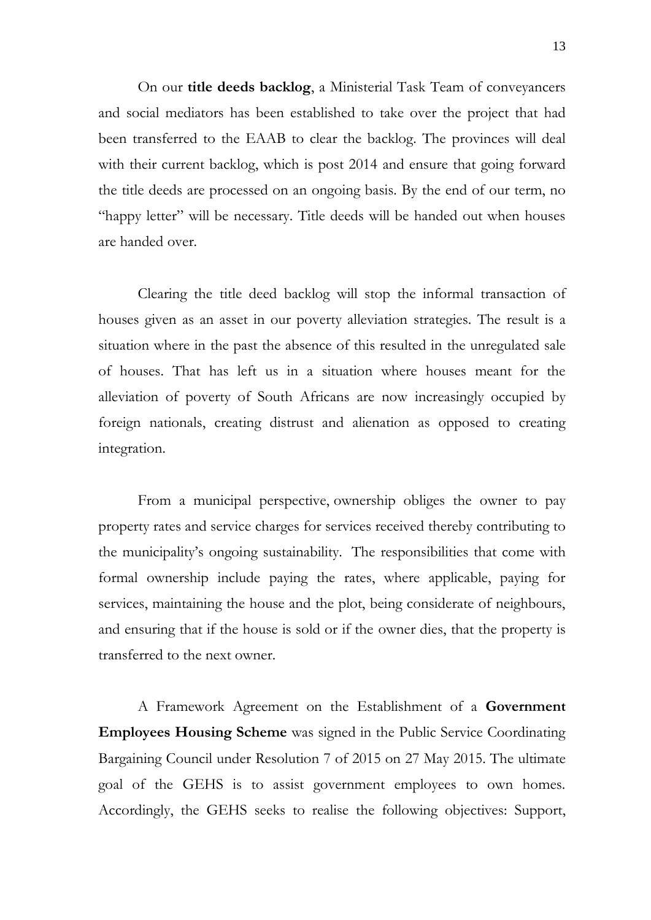On our **title deeds backlog**, a Ministerial Task Team of conveyancers and social mediators has been established to take over the project that had been transferred to the EAAB to clear the backlog. The provinces will deal with their current backlog, which is post 2014 and ensure that going forward the title deeds are processed on an ongoing basis. By the end of our term, no "happy letter" will be necessary. Title deeds will be handed out when houses are handed over.

Clearing the title deed backlog will stop the informal transaction of houses given as an asset in our poverty alleviation strategies. The result is a situation where in the past the absence of this resulted in the unregulated sale of houses. That has left us in a situation where houses meant for the alleviation of poverty of South Africans are now increasingly occupied by foreign nationals, creating distrust and alienation as opposed to creating integration.

From a municipal perspective, ownership obliges the owner to pay property rates and service charges for services received thereby contributing to the municipality's ongoing sustainability. The responsibilities that come with formal ownership include paying the rates, where applicable, paying for services, maintaining the house and the plot, being considerate of neighbours, and ensuring that if the house is sold or if the owner dies, that the property is transferred to the next owner.

A Framework Agreement on the Establishment of a **Government Employees Housing Scheme** was signed in the Public Service Coordinating Bargaining Council under Resolution 7 of 2015 on 27 May 2015. The ultimate goal of the GEHS is to assist government employees to own homes. Accordingly, the GEHS seeks to realise the following objectives: Support,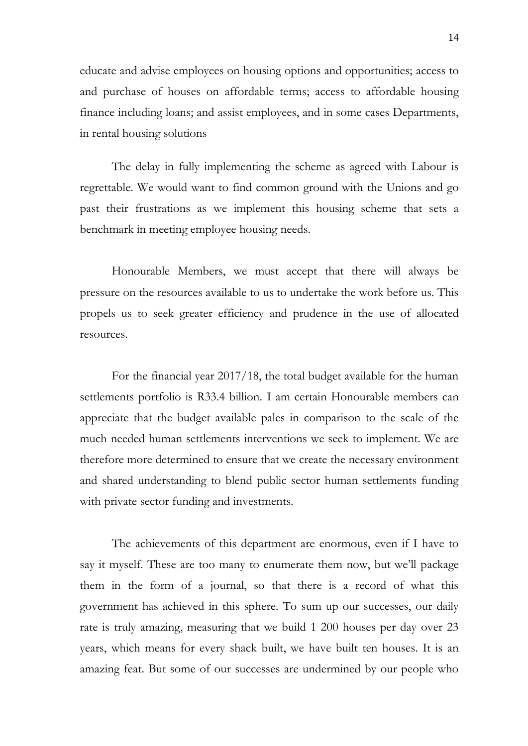educate and advise employees on housing options and opportunities; access to and purchase of houses on affordable terms; access to affordable housing finance including loans; and assist employees, and in some cases Departments, in rental housing solutions

The delay in fully implementing the scheme as agreed with Labour is regrettable. We would want to find common ground with the Unions and go past their frustrations as we implement this housing scheme that sets a benchmark in meeting employee housing needs.

Honourable Members, we must accept that there will always be pressure on the resources available to us to undertake the work before us. This propels us to seek greater efficiency and prudence in the use of allocated resources.

For the financial year 2017/18, the total budget available for the human settlements portfolio is R33.4 billion. I am certain Honourable members can appreciate that the budget available pales in comparison to the scale of the much needed human settlements interventions we seek to implement. We are therefore more determined to ensure that we create the necessary environment and shared understanding to blend public sector human settlements funding with private sector funding and investments.

The achievements of this department are enormous, even if I have to say it myself. These are too many to enumerate them now, but we'll package them in the form of a journal, so that there is a record of what this government has achieved in this sphere. To sum up our successes, our daily rate is truly amazing, measuring that we build 1 200 houses per day over 23 years, which means for every shack built, we have built ten houses. It is an amazing feat. But some of our successes are undermined by our people who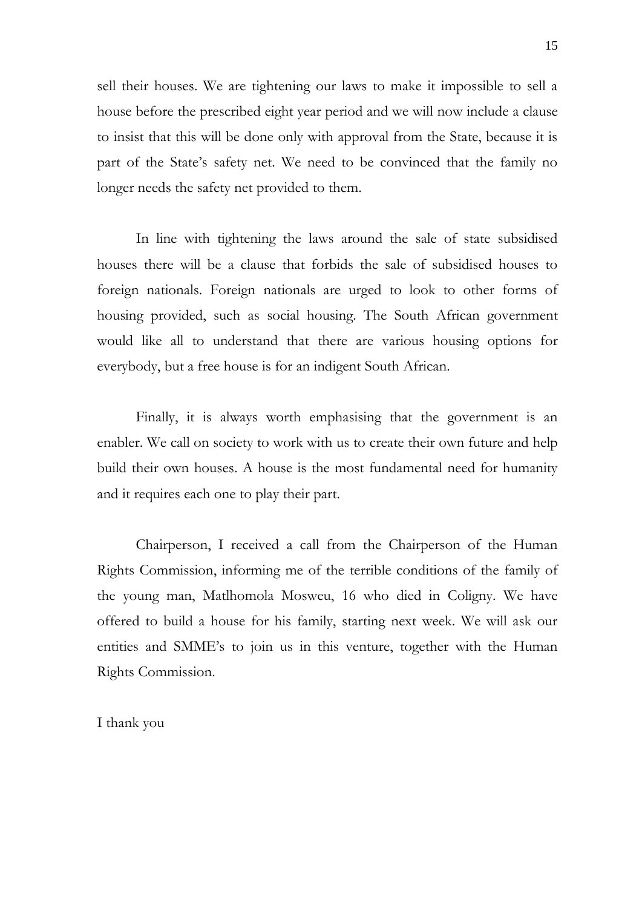sell their houses. We are tightening our laws to make it impossible to sell a house before the prescribed eight year period and we will now include a clause to insist that this will be done only with approval from the State, because it is part of the State's safety net. We need to be convinced that the family no longer needs the safety net provided to them.

In line with tightening the laws around the sale of state subsidised houses there will be a clause that forbids the sale of subsidised houses to foreign nationals. Foreign nationals are urged to look to other forms of housing provided, such as social housing. The South African government would like all to understand that there are various housing options for everybody, but a free house is for an indigent South African.

Finally, it is always worth emphasising that the government is an enabler. We call on society to work with us to create their own future and help build their own houses. A house is the most fundamental need for humanity and it requires each one to play their part.

Chairperson, I received a call from the Chairperson of the Human Rights Commission, informing me of the terrible conditions of the family of the young man, Matlhomola Mosweu, 16 who died in Coligny. We have offered to build a house for his family, starting next week. We will ask our entities and SMME's to join us in this venture, together with the Human Rights Commission.

I thank you